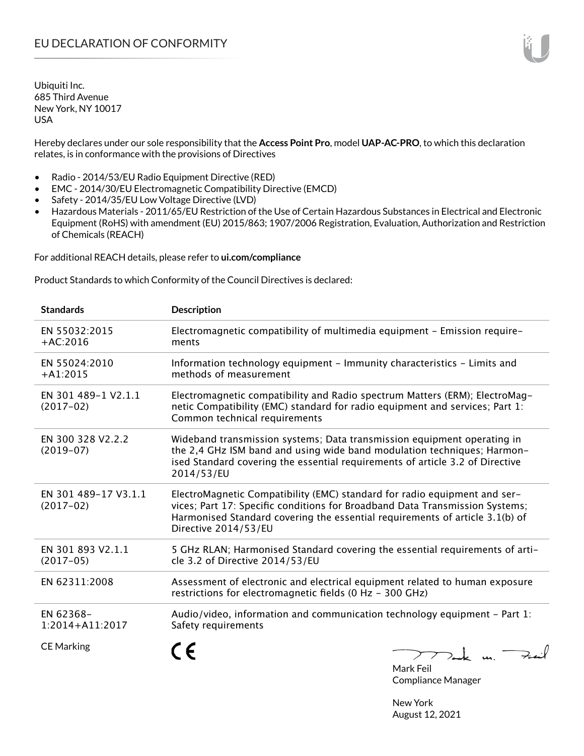# EU DECLARATION OF CONFORMITY

Ubiquiti Inc.
685 Third Avenue
New York, NY 10017
USA

Hereby declares under our sole responsibility that the **Access Point Pro**, model **UAP-AC-PRO**, to which this declaration relates, is in conformance with the provisions of Directives

- Radio - 2014/53/EU Radio Equipment Directive (RED)
- EMC - 2014/30/EU Electromagnetic Compatibility Directive (EMCD)
- Safety - 2014/35/EU Low Voltage Directive (LVD)
- Hazardous Materials - 2011/65/EU Restriction of the Use of Certain Hazardous Substances in Electrical and Electronic Equipment (RoHS) with amendment (EU) 2015/863; 1907/2006 Registration, Evaluation, Authorization and Restriction of Chemicals (REACH)

For additional REACH details, please refer to **ui.com/compliance**

Product Standards to which Conformity of the Council Directives is declared:

| Standards | Description |
|---|---|
| EN 55032:2015 +AC:2016 | Electromagnetic compatibility of multimedia equipment – Emission requirements |
| EN 55024:2010 +A1:2015 | Information technology equipment – Immunity characteristics – Limits and methods of measurement |
| EN 301 489-1 V2.1.1 (2017-02) | Electromagnetic compatibility and Radio spectrum Matters (ERM); ElectroMagnetic Compatibility (EMC) standard for radio equipment and services; Part 1: Common technical requirements |
| EN 300 328 V2.2.2 (2019-07) | Wideband transmission systems; Data transmission equipment operating in the 2,4 GHz ISM band and using wide band modulation techniques; Harmonised Standard covering the essential requirements of article 3.2 of Directive 2014/53/EU |
| EN 301 489-17 V3.1.1 (2017-02) | ElectroMagnetic Compatibility (EMC) standard for radio equipment and services; Part 17: Specific conditions for Broadband Data Transmission Systems; Harmonised Standard covering the essential requirements of article 3.1(b) of Directive 2014/53/EU |
| EN 301 893 V2.1.1 (2017-05) | 5 GHz RLAN; Harmonised Standard covering the essential requirements of article 3.2 of Directive 2014/53/EU |
| EN 62311:2008 | Assessment of electronic and electrical equipment related to human exposure restrictions for electromagnetic fields (0 Hz - 300 GHz) |
| EN 62368-1:2014+A11:2017 | Audio/video, information and communication technology equipment – Part 1: Safety requirements |
| CE Marking | CE |

Mark Feil
Compliance Manager

New York
August 12, 2021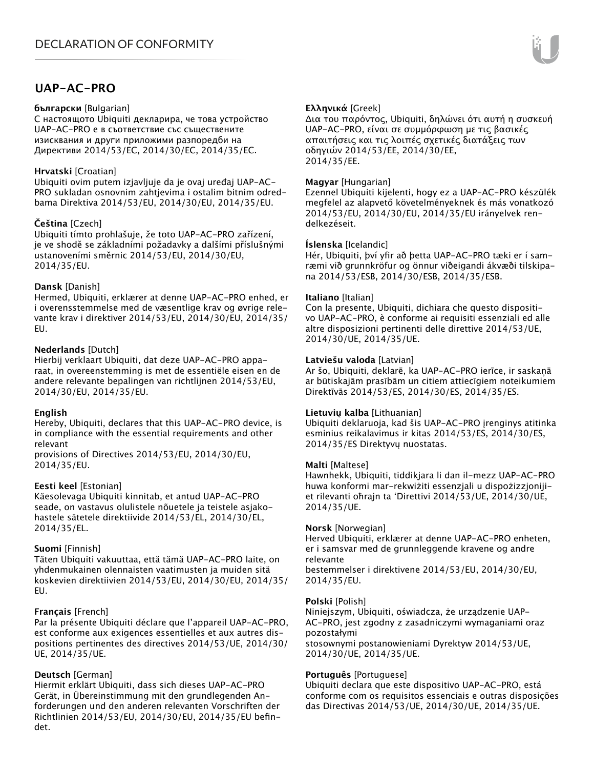# DECLARATION OF CONFORMITY

## UAP-AC-PRO

**български** [Bulgarian]
С настоящото Ubiquiti декларира, че това устройство UAP-AC-PRO е в съответствие със съществените изисквания и други приложими разпоредби на Директиви 2014/53/EC, 2014/30/ЕС, 2014/35/ЕС.

**Hrvatski** [Croatian]
Ubiquiti ovim putem izjavljuje da je ovaj uređaj UAP-AC-PRO sukladan osnovnim zahtjevima i ostalim bitnim odredbama Direktiva 2014/53/EU, 2014/30/EU, 2014/35/EU.

**Čeština** [Czech]
Ubiquiti tímto prohlašuje, že toto UAP-AC-PRO zařízení, je ve shodě se základními požadavky a dalšími příslušnými ustanoveními směrnic 2014/53/EU, 2014/30/EU, 2014/35/EU.

**Dansk** [Danish]
Hermed, Ubiquiti, erklærer at denne UAP-AC-PRO enhed, er i overensstemmelse med de væsentlige krav og øvrige relevante krav i direktiver 2014/53/EU, 2014/30/EU, 2014/35/EU.

**Nederlands** [Dutch]
Hierbij verklaart Ubiquiti, dat deze UAP-AC-PRO apparaat, in overeenstemming is met de essentiële eisen en de andere relevante bepalingen van richtlijnen 2014/53/EU, 2014/30/EU, 2014/35/EU.

**English**
Hereby, Ubiquiti, declares that this UAP-AC-PRO device, is in compliance with the essential requirements and other relevant provisions of Directives 2014/53/EU, 2014/30/EU, 2014/35/EU.

**Eesti keel** [Estonian]
Käesolevaga Ubiquiti kinnitab, et antud UAP-AC-PRO seade, on vastavus olulistele nõuetele ja teistele asjakohastele sätetele direktiivide 2014/53/EL, 2014/30/EL, 2014/35/EL.

**Suomi** [Finnish]
Täten Ubiquiti vakuuttaa, että tämä UAP-AC-PRO laite, on yhdenmukainen olennaisten vaatimusten ja muiden sitä koskevien direktiivien 2014/53/EU, 2014/30/EU, 2014/35/EU.

**Français** [French]
Par la présente Ubiquiti déclare que l'appareil UAP-AC-PRO, est conforme aux exigences essentielles et aux autres dispositions pertinentes des directives 2014/53/UE, 2014/30/UE, 2014/35/UE.

**Deutsch** [German]
Hiermit erklärt Ubiquiti, dass sich dieses UAP-AC-PRO Gerät, in Übereinstimmung mit den grundlegenden Anforderungen und den anderen relevanten Vorschriften der Richtlinien 2014/53/EU, 2014/30/EU, 2014/35/EU befindet.

**Ελληνικά** [Greek]
Δια του παρόντος, Ubiquiti, δηλώνει ότι αυτή η συσκευή UAP-AC-PRO, είναι σε συμμόρφωση με τις βασικές απαιτήσεις και τις λοιπές σχετικές διατάξεις των οδηγιών 2014/53/EE, 2014/30/EE, 2014/35/EE.

**Magyar** [Hungarian]
Ezennel Ubiquiti kijelenti, hogy ez a UAP-AC-PRO készülék megfelel az alapvető követelményeknek és más vonatkozó 2014/53/EU, 2014/30/EU, 2014/35/EU irányelvek rendelkezéseit.

**Íslenska** [Icelandic]
Hér, Ubiquiti, því yfir að þetta UAP-AC-PRO tæki er í samræmi við grunnkröfur og önnur viðeigandi ákvæði tilskipana 2014/53/ESB, 2014/30/ESB, 2014/35/ESB.

**Italiano** [Italian]
Con la presente, Ubiquiti, dichiara che questo dispositivo UAP-AC-PRO, è conforme ai requisiti essenziali ed alle altre disposizioni pertinenti delle direttive 2014/53/UE, 2014/30/UE, 2014/35/UE.

**Latviešu valoda** [Latvian]
Ar šo, Ubiquiti, deklarē, ka UAP-AC-PRO ierīce, ir saskaņā ar būtiskajām prasībām un citiem attiecīgiem noteikumiem Direktīvās 2014/53/ES, 2014/30/ES, 2014/35/ES.

**Lietuvių kalba** [Lithuanian]
Ubiquiti deklaruoja, kad šis UAP-AC-PRO įrenginys atitinka esminius reikalavimus ir kitas 2014/53/ES, 2014/30/ES, 2014/35/ES Direktyvų nuostatas.

**Malti** [Maltese]
Hawnhekk, Ubiquiti, tiddikjara li dan il-mezz UAP-AC-PRO huwa konformi mar-rekwiżiti essenzjali u dispożizzjonijiet rilevanti oħrajn ta 'Direttivi 2014/53/UE, 2014/30/UE, 2014/35/UE.

**Norsk** [Norwegian]
Herved Ubiquiti, erklærer at denne UAP-AC-PRO enheten, er i samsvar med de grunnleggende kravene og andre relevante bestemmelser i direktivene 2014/53/EU, 2014/30/EU, 2014/35/EU.

**Polski** [Polish]
Niniejszym, Ubiquiti, oświadcza, że urządzenie UAP-AC-PRO, jest zgodny z zasadniczymi wymaganiami oraz pozostałymi stosownymi postanowieniami Dyrektyw 2014/53/UE, 2014/30/UE, 2014/35/UE.

**Português** [Portuguese]
Ubiquiti declara que este dispositivo UAP-AC-PRO, está conforme com os requisitos essenciais e outras disposições das Directivas 2014/53/UE, 2014/30/UE, 2014/35/UE.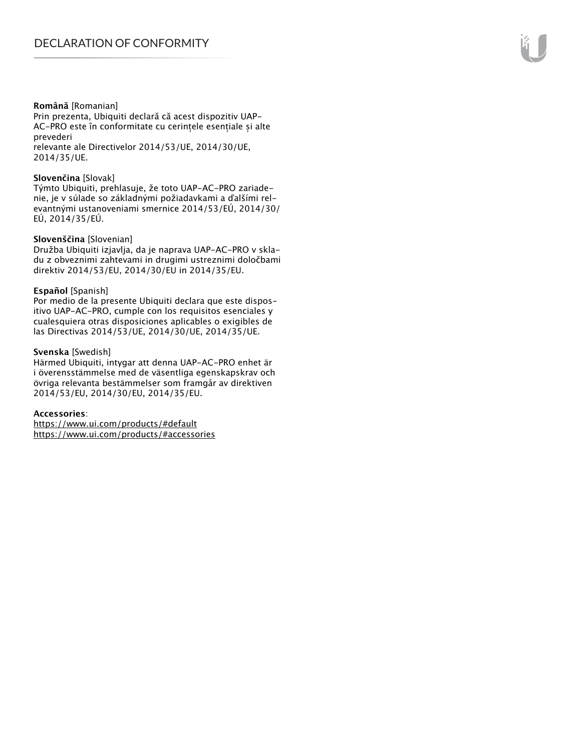**Română** [Romanian]
Prin prezenta, Ubiquiti declară că acest dispozitiv UAP-AC-PRO este în conformitate cu cerințele esențiale și alte prevederi
relevante ale Directivelor 2014/53/UE, 2014/30/UE, 2014/35/UE.

**Slovenčina** [Slovak]
Týmto Ubiquiti, prehlasuje, že toto UAP-AC-PRO zariadenie, je v súlade so základnými požiadavkami a ďalšími relevantnými ustanoveniami smernice 2014/53/EÚ, 2014/30/EÚ, 2014/35/EÚ.

**Slovenščina** [Slovenian]
Družba Ubiquiti izjavlja, da je naprava UAP-AC-PRO v skladu z obveznimi zahtevami in drugimi ustreznimi določbami direktiv 2014/53/EU, 2014/30/EU in 2014/35/EU.

**Español** [Spanish]
Por medio de la presente Ubiquiti declara que este dispositivo UAP-AC-PRO, cumple con los requisitos esenciales y cualesquiera otras disposiciones aplicables o exigibles de las Directivas 2014/53/UE, 2014/30/UE, 2014/35/UE.

**Svenska** [Swedish]
Härmed Ubiquiti, intygar att denna UAP-AC-PRO enhet är i överensstämmelse med de väsentliga egenskapskrav och övriga relevanta bestämmelser som framgår av direktiven 2014/53/EU, 2014/30/EU, 2014/35/EU.

**Accessories**:
https://www.ui.com/products/#default
https://www.ui.com/products/#accessories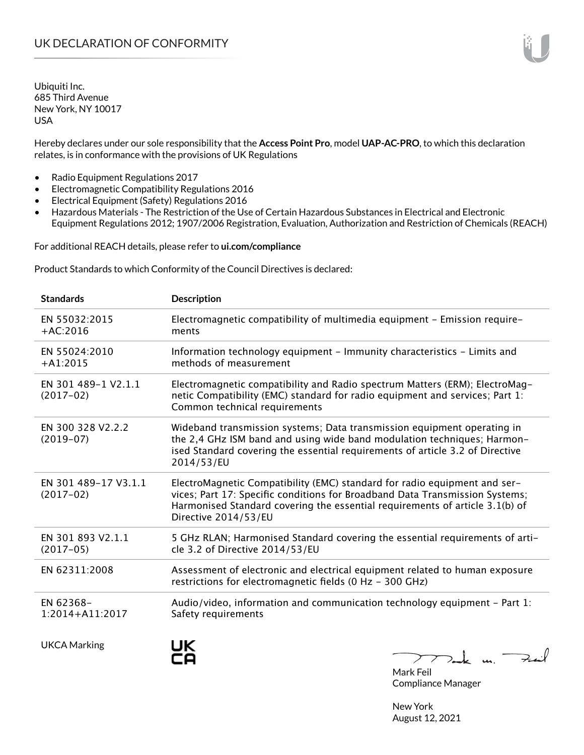# UK DECLARATION OF CONFORMITY

Ubiquiti Inc.
685 Third Avenue
New York, NY 10017
USA

Hereby declares under our sole responsibility that the **Access Point Pro**, model **UAP-AC-PRO**, to which this declaration relates, is in conformance with the provisions of UK Regulations

- Radio Equipment Regulations 2017
- Electromagnetic Compatibility Regulations 2016
- Electrical Equipment (Safety) Regulations 2016
- Hazardous Materials - The Restriction of the Use of Certain Hazardous Substances in Electrical and Electronic Equipment Regulations 2012; 1907/2006 Registration, Evaluation, Authorization and Restriction of Chemicals (REACH)

For additional REACH details, please refer to **ui.com/compliance**

Product Standards to which Conformity of the Council Directives is declared:

| Standards | Description |
|---|---|
| EN 55032:2015 +AC:2016 | Electromagnetic compatibility of multimedia equipment - Emission requirements |
| EN 55024:2010 +A1:2015 | Information technology equipment - Immunity characteristics - Limits and methods of measurement |
| EN 301 489-1 V2.1.1 (2017-02) | Electromagnetic compatibility and Radio spectrum Matters (ERM); ElectroMagnetic Compatibility (EMC) standard for radio equipment and services; Part 1: Common technical requirements |
| EN 300 328 V2.2.2 (2019-07) | Wideband transmission systems; Data transmission equipment operating in the 2,4 GHz ISM band and using wide band modulation techniques; Harmonised Standard covering the essential requirements of article 3.2 of Directive 2014/53/EU |
| EN 301 489-17 V3.1.1 (2017-02) | ElectroMagnetic Compatibility (EMC) standard for radio equipment and services; Part 17: Specific conditions for Broadband Data Transmission Systems; Harmonised Standard covering the essential requirements of article 3.1(b) of Directive 2014/53/EU |
| EN 301 893 V2.1.1 (2017-05) | 5 GHz RLAN; Harmonised Standard covering the essential requirements of article 3.2 of Directive 2014/53/EU |
| EN 62311:2008 | Assessment of electronic and electrical equipment related to human exposure restrictions for electromagnetic fields (0 Hz - 300 GHz) |
| EN 62368-1:2014+A11:2017 | Audio/video, information and communication technology equipment - Part 1: Safety requirements |

UKCA Marking

UK
CA

Mark Feil
Compliance Manager

New York
August 12, 2021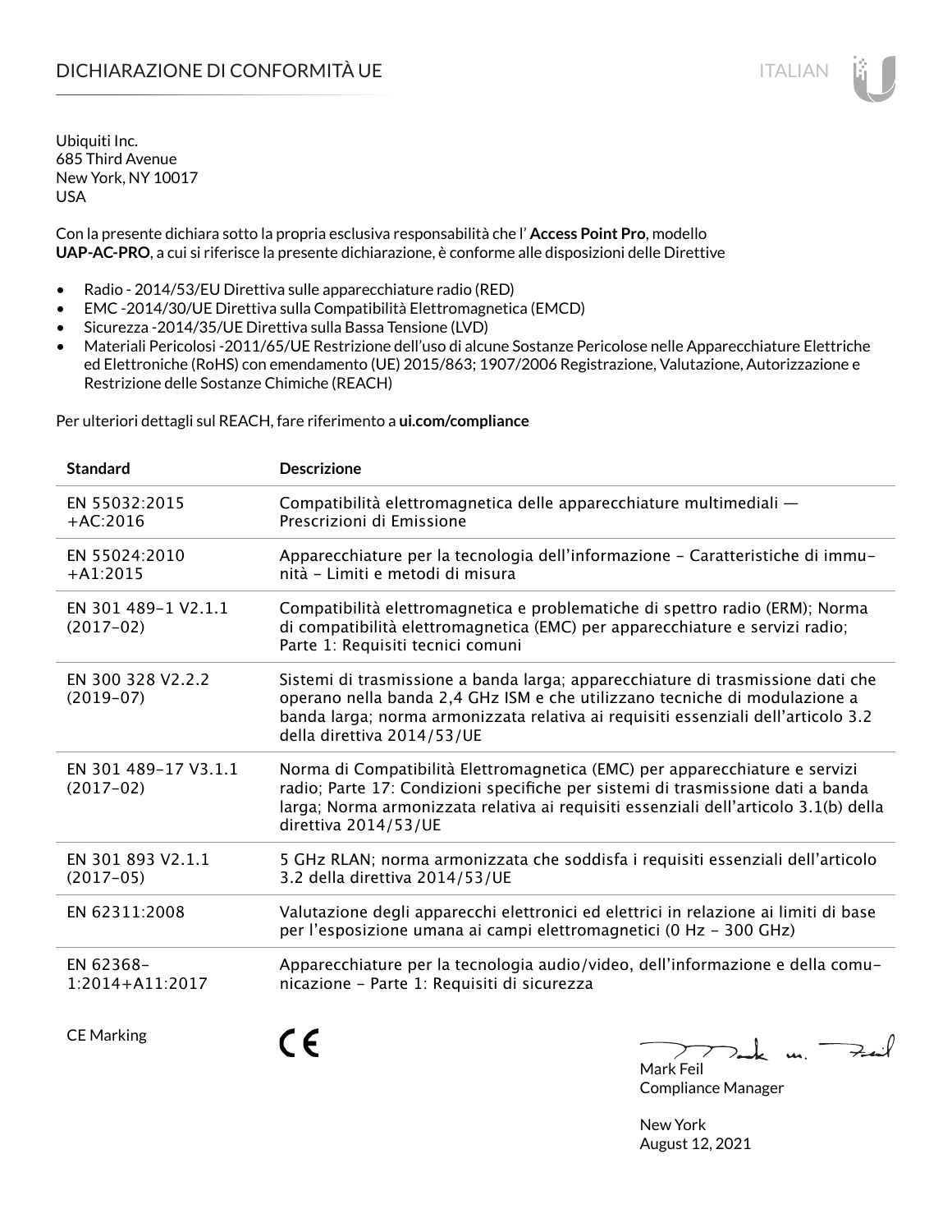# DICHIARAZIONE DI CONFORMITÀ UE

Ubiquiti Inc.
685 Third Avenue
New York, NY 10017
USA

Con la presente dichiara sotto la propria esclusiva responsabilità che l' **Access Point Pro**, modello **UAP-AC-PRO**, a cui si riferisce la presente dichiarazione, è conforme alle disposizioni delle Direttive

- Radio - 2014/53/EU Direttiva sulle apparecchiature radio (RED)
- EMC -2014/30/UE Direttiva sulla Compatibilità Elettromagnetica (EMCD)
- Sicurezza -2014/35/UE Direttiva sulla Bassa Tensione (LVD)
- Materiali Pericolosi -2011/65/UE Restrizione dell'uso di alcune Sostanze Pericolose nelle Apparecchiature Elettriche ed Elettroniche (RoHS) con emendamento (UE) 2015/863; 1907/2006 Registrazione, Valutazione, Autorizzazione e Restrizione delle Sostanze Chimiche (REACH)

Per ulteriori dettagli sul REACH, fare riferimento a **ui.com/compliance**

| Standard | Descrizione |
|---|---|
| EN 55032:2015 +AC:2016 | Compatibilità elettromagnetica delle apparecchiature multimediali — Prescrizioni di Emissione |
| EN 55024:2010 +A1:2015 | Apparecchiature per la tecnologia dell'informazione – Caratteristiche di immunità – Limiti e metodi di misura |
| EN 301 489-1 V2.1.1 (2017-02) | Compatibilità elettromagnetica e problematiche di spettro radio (ERM); Norma di compatibilità elettromagnetica (EMC) per apparecchiature e servizi radio; Parte 1: Requisiti tecnici comuni |
| EN 300 328 V2.2.2 (2019-07) | Sistemi di trasmissione a banda larga; apparecchiature di trasmissione dati che operano nella banda 2,4 GHz ISM e che utilizzano tecniche di modulazione a banda larga; norma armonizzata relativa ai requisiti essenziali dell'articolo 3.2 della direttiva 2014/53/UE |
| EN 301 489-17 V3.1.1 (2017-02) | Norma di Compatibilità Elettromagnetica (EMC) per apparecchiature e servizi radio; Parte 17: Condizioni specifiche per sistemi di trasmissione dati a banda larga; Norma armonizzata relativa ai requisiti essenziali dell'articolo 3.1(b) della direttiva 2014/53/UE |
| EN 301 893 V2.1.1 (2017-05) | 5 GHz RLAN; norma armonizzata che soddisfa i requisiti essenziali dell'articolo 3.2 della direttiva 2014/53/UE |
| EN 62311:2008 | Valutazione degli apparecchi elettronici ed elettrici in relazione ai limiti di base per l'esposizione umana ai campi elettromagnetici (0 Hz – 300 GHz) |
| EN 62368-1:2014+A11:2017 | Apparecchiature per la tecnologia audio/video, dell'informazione e della comunicazione – Parte 1: Requisiti di sicurezza |
| CE Marking | CE |

Mark Feil
Compliance Manager

New York
August 12, 2021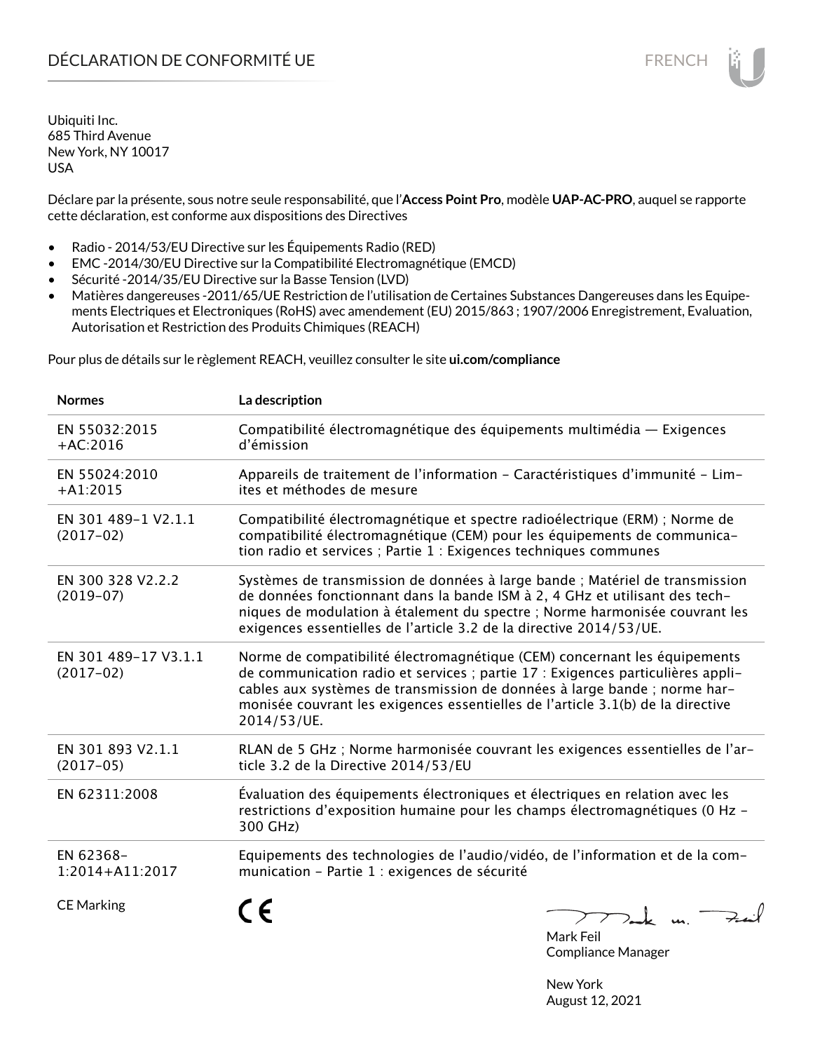# DÉCLARATION DE CONFORMITÉ UE

Ubiquiti Inc.
685 Third Avenue
New York, NY 10017
USA

Déclare par la présente, sous notre seule responsabilité, que l'**Access Point Pro**, modèle **UAP-AC-PRO**, auquel se rapporte cette déclaration, est conforme aux dispositions des Directives

- Radio - 2014/53/EU Directive sur les Équipements Radio (RED)
- EMC -2014/30/EU Directive sur la Compatibilité Electromagnétique (EMCD)
- Sécurité -2014/35/EU Directive sur la Basse Tension (LVD)
- Matières dangereuses -2011/65/UE Restriction de l'utilisation de Certaines Substances Dangereuses dans les Equipements Electriques et Electroniques (RoHS) avec amendement (EU) 2015/863 ; 1907/2006 Enregistrement, Evaluation, Autorisation et Restriction des Produits Chimiques (REACH)

Pour plus de détails sur le règlement REACH, veuillez consulter le site **ui.com/compliance**

| Normes | La description |
|---|---|
| EN 55032:2015 +AC:2016 | Compatibilité électromagnétique des équipements multimédia — Exigences d'émission |
| EN 55024:2010 +A1:2015 | Appareils de traitement de l'information - Caractéristiques d'immunité - Limites et méthodes de mesure |
| EN 301 489-1 V2.1.1 (2017-02) | Compatibilité électromagnétique et spectre radioélectrique (ERM) ; Norme de compatibilité électromagnétique (CEM) pour les équipements de communication radio et services ; Partie 1 : Exigences techniques communes |
| EN 300 328 V2.2.2 (2019-07) | Systèmes de transmission de données à large bande ; Matériel de transmission de données fonctionnant dans la bande ISM à 2, 4 GHz et utilisant des techniques de modulation à étalement du spectre ; Norme harmonisée couvrant les exigences essentielles de l'article 3.2 de la directive 2014/53/UE. |
| EN 301 489-17 V3.1.1 (2017-02) | Norme de compatibilité électromagnétique (CEM) concernant les équipements de communication radio et services ; partie 17 : Exigences particulières applicables aux systèmes de transmission de données à large bande ; norme harmonisée couvrant les exigences essentielles de l'article 3.1(b) de la directive 2014/53/UE. |
| EN 301 893 V2.1.1 (2017-05) | RLAN de 5 GHz ; Norme harmonisée couvrant les exigences essentielles de l'article 3.2 de la Directive 2014/53/EU |
| EN 62311:2008 | Évaluation des équipements électroniques et électriques en relation avec les restrictions d'exposition humaine pour les champs électromagnétiques (0 Hz - 300 GHz) |
| EN 62368-1:2014+A11:2017 | Equipements des technologies de l'audio/vidéo, de l'information et de la communication - Partie 1 : exigences de sécurité |
| CE Marking | CE |

Mark Feil
Compliance Manager

New York
August 12, 2021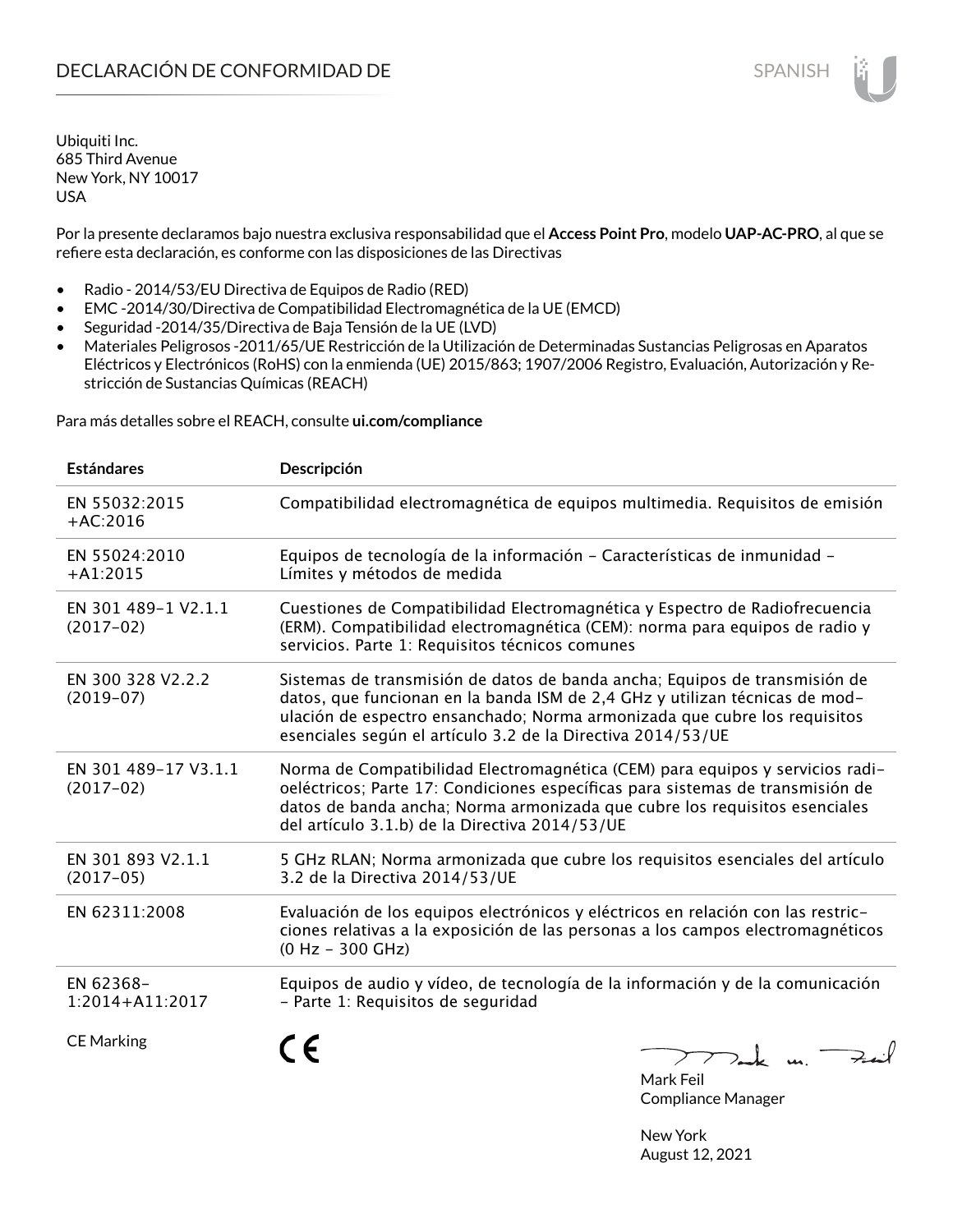# DECLARACIÓN DE CONFORMIDAD DE

SPANISH

Ubiquiti Inc.
685 Third Avenue
New York, NY 10017
USA

Por la presente declaramos bajo nuestra exclusiva responsabilidad que el **Access Point Pro**, modelo **UAP-AC-PRO**, al que se refiere esta declaración, es conforme con las disposiciones de las Directivas

- Radio - 2014/53/EU Directiva de Equipos de Radio (RED)
- EMC -2014/30/Directiva de Compatibilidad Electromagnética de la UE (EMCD)
- Seguridad -2014/35/Directiva de Baja Tensión de la UE (LVD)
- Materiales Peligrosos -2011/65/UE Restricción de la Utilización de Determinadas Sustancias Peligrosas en Aparatos Eléctricos y Electrónicos (RoHS) con la enmienda (UE) 2015/863; 1907/2006 Registro, Evaluación, Autorización y Restricción de Sustancias Químicas (REACH)

Para más detalles sobre el REACH, consulte **ui.com/compliance**

| Estándares | Descripción |
|---|---|
| EN 55032:2015 +AC:2016 | Compatibilidad electromagnética de equipos multimedia. Requisitos de emisión |
| EN 55024:2010 +A1:2015 | Equipos de tecnología de la información – Características de inmunidad – Límites y métodos de medida |
| EN 301 489-1 V2.1.1 (2017-02) | Cuestiones de Compatibilidad Electromagnética y Espectro de Radiofrecuencia (ERM). Compatibilidad electromagnética (CEM): norma para equipos de radio y servicios. Parte 1: Requisitos técnicos comunes |
| EN 300 328 V2.2.2 (2019-07) | Sistemas de transmisión de datos de banda ancha; Equipos de transmisión de datos, que funcionan en la banda ISM de 2,4 GHz y utilizan técnicas de modulación de espectro ensanchado; Norma armonizada que cubre los requisitos esenciales según el artículo 3.2 de la Directiva 2014/53/UE |
| EN 301 489-17 V3.1.1 (2017-02) | Norma de Compatibilidad Electromagnética (CEM) para equipos y servicios radioeléctricos; Parte 17: Condiciones específicas para sistemas de transmisión de datos de banda ancha; Norma armonizada que cubre los requisitos esenciales del artículo 3.1.b) de la Directiva 2014/53/UE |
| EN 301 893 V2.1.1 (2017-05) | 5 GHz RLAN; Norma armonizada que cubre los requisitos esenciales del artículo 3.2 de la Directiva 2014/53/UE |
| EN 62311:2008 | Evaluación de los equipos electrónicos y eléctricos en relación con las restricciones relativas a la exposición de las personas a los campos electromagnéticos (0 Hz - 300 GHz) |
| EN 62368-1:2014+A11:2017 | Equipos de audio y vídeo, de tecnología de la información y de la comunicación - Parte 1: Requisitos de seguridad |
| CE Marking | CE |

Mark Feil
Compliance Manager

New York
August 12, 2021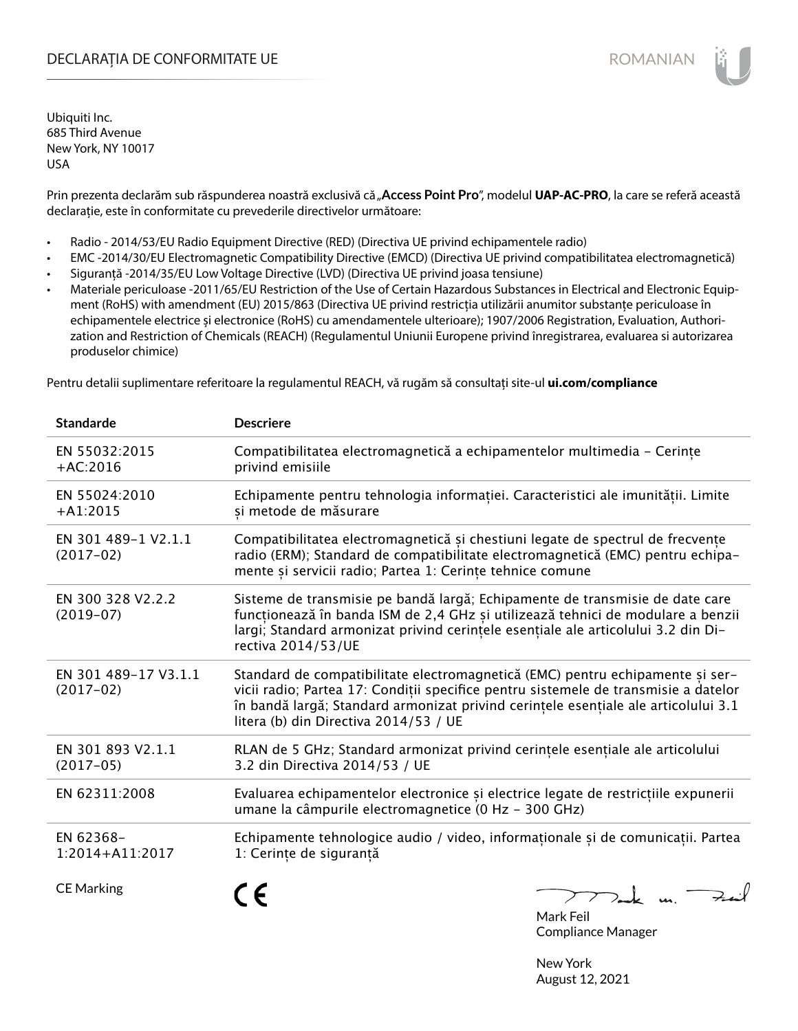# DECLARAȚIA DE CONFORMITATE UE

Ubiquiti Inc.
685 Third Avenue
New York, NY 10017
USA

Prin prezenta declarăm sub răspunderea noastră exclusivă că „**Access Point Pro**", modelul **UAP-AC-PRO**, la care se referă această declarație, este în conformitate cu prevederile directivelor următoare:

- Radio - 2014/53/EU Radio Equipment Directive (RED) (Directiva UE privind echipamentele radio)
- EMC -2014/30/EU Electromagnetic Compatibility Directive (EMCD) (Directiva UE privind compatibilitatea electromagnetică)
- Siguranță -2014/35/EU Low Voltage Directive (LVD) (Directiva UE privind joasa tensiune)
- Materiale periculoase -2011/65/EU Restriction of the Use of Certain Hazardous Substances in Electrical and Electronic Equipment (RoHS) with amendment (EU) 2015/863 (Directiva UE privind restricția utilizării anumitor substanțe periculoase în echipamentele electrice și electronice (RoHS) cu amendamentele ulterioare); 1907/2006 Registration, Evaluation, Authorization and Restriction of Chemicals (REACH) (Regulamentul Uniunii Europene privind înregistrarea, evaluarea si autorizarea produselor chimice)

Pentru detalii suplimentare referitoare la regulamentul REACH, vă rugăm să consultați site-ul **ui.com/compliance**

| Standarde | Descriere |
|---|---|
| EN 55032:2015 +AC:2016 | Compatibilitatea electromagnetică a echipamentelor multimedia - Cerințe privind emisiile |
| EN 55024:2010 +A1:2015 | Echipamente pentru tehnologia informației. Caracteristici ale imunității. Limite și metode de măsurare |
| EN 301 489-1 V2.1.1 (2017-02) | Compatibilitatea electromagnetică și chestiuni legate de spectrul de frecvențe radio (ERM); Standard de compatibilitate electromagnetică (EMC) pentru echipamente și servicii radio; Partea 1: Cerințe tehnice comune |
| EN 300 328 V2.2.2 (2019-07) | Sisteme de transmisie pe bandă largă; Echipamente de transmisie de date care funcționează în banda ISM de 2,4 GHz și utilizează tehnici de modulare a benzii largi; Standard armonizat privind cerințele esențiale ale articolului 3.2 din Directiva 2014/53/UE |
| EN 301 489-17 V3.1.1 (2017-02) | Standard de compatibilitate electromagnetică (EMC) pentru echipamente și servicii radio; Partea 17: Condiții specifice pentru sistemele de transmisie a datelor în bandă largă; Standard armonizat privind cerințele esențiale ale articolului 3.1 litera (b) din Directiva 2014/53 / UE |
| EN 301 893 V2.1.1 (2017-05) | RLAN de 5 GHz; Standard armonizat privind cerințele esențiale ale articolului 3.2 din Directiva 2014/53 / UE |
| EN 62311:2008 | Evaluarea echipamentelor electronice și electrice legate de restricțiile expunerii umane la câmpurile electromagnetice (0 Hz - 300 GHz) |
| EN 62368-1:2014+A11:2017 | Echipamente tehnologice audio / video, informaționale și de comunicații. Partea 1: Cerințe de siguranță |
| CE Marking | CE |

Mark Feil
Compliance Manager

New York
August 12, 2021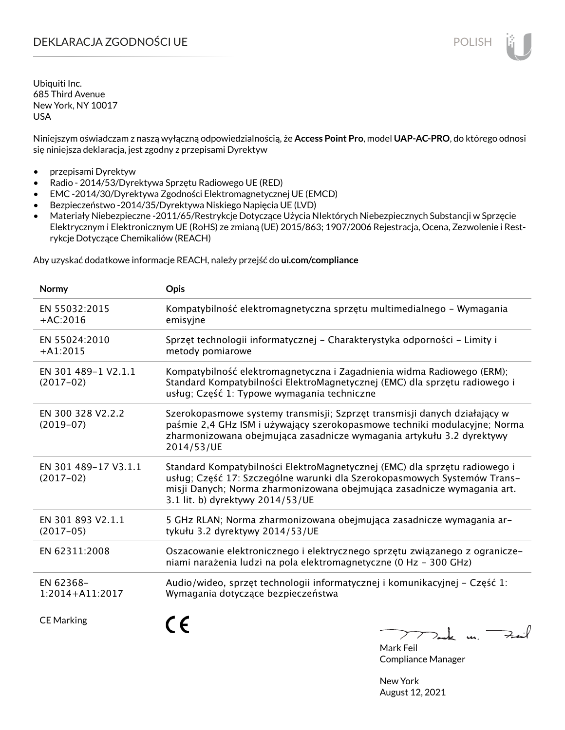# DEKLARACJA ZGODNOŚCI UE

POLISH

Ubiquiti Inc.
685 Third Avenue
New York, NY 10017
USA

Niniejszym oświadczam z naszą wyłączną odpowiedzialnością, że **Access Point Pro**, model **UAP-AC-PRO**, do którego odnosi się niniejsza deklaracja, jest zgodny z przepisami Dyrektyw

- przepisami Dyrektyw
- Radio - 2014/53/Dyrektywa Sprzętu Radiowego UE (RED)
- EMC -2014/30/Dyrektywa Zgodności Elektromagnetycznej UE (EMCD)
- Bezpieczeństwo -2014/35/Dyrektywa Niskiego Napięcia UE (LVD)
- Materiały Niebezpieczne -2011/65/Restrykcje Dotyczące Użycia NIektórych Niebezpiecznych Substancji w Sprzęcie Elektrycznym i Elektronicznym UE (RoHS) ze zmianą (UE) 2015/863; 1907/2006 Rejestracja, Ocena, Zezwolenie i Restrykcje Dotyczące Chemikaliów (REACH)

Aby uzyskać dodatkowe informacje REACH, należy przejść do **ui.com/compliance**

| Normy | Opis |
|---|---|
| EN 55032:2015 +AC:2016 | Kompatybilność elektromagnetyczna sprzętu multimedialnego – Wymagania emisyjne |
| EN 55024:2010 +A1:2015 | Sprzęt technologii informatycznej – Charakterystyka odporności – Limity i metody pomiarowe |
| EN 301 489-1 V2.1.1 (2017-02) | Kompatybilność elektromagnetyczna i Zagadnienia widma Radiowego (ERM); Standard Kompatybilności ElektroMagnetycznej (EMC) dla sprzętu radiowego i usług; Część 1: Typowe wymagania techniczne |
| EN 300 328 V2.2.2 (2019-07) | Szerokopasmowe systemy transmisji; Szprzęt transmisji danych działający w paśmie 2,4 GHz ISM i używający szerokopasmowe techniki modulacyjne; Norma zharmonizowana obejmująca zasadnicze wymagania artykułu 3.2 dyrektywy 2014/53/UE |
| EN 301 489-17 V3.1.1 (2017-02) | Standard Kompatybilności ElektroMagnetycznej (EMC) dla sprzętu radiowego i usług; Część 17: Szczególne warunki dla Szerokopasmowych Systemów Transmisji Danych; Norma zharmonizowana obejmująca zasadnicze wymagania art. 3.1 lit. b) dyrektywy 2014/53/UE |
| EN 301 893 V2.1.1 (2017-05) | 5 GHz RLAN; Norma zharmonizowana obejmująca zasadnicze wymagania artykułu 3.2 dyrektywy 2014/53/UE |
| EN 62311:2008 | Oszacowanie elektronicznego i elektrycznego sprzętu związanego z ograniczeniami narażenia ludzi na pola elektromagnetyczne (0 Hz - 300 GHz) |
| EN 62368-1:2014+A11:2017 | Audio/wideo, sprzęt technologii informatycznej i komunikacyjnej – Część 1: Wymagania dotyczące bezpieczeństwa |
| CE Marking | CE |

Mark Feil
Compliance Manager

New York
August 12, 2021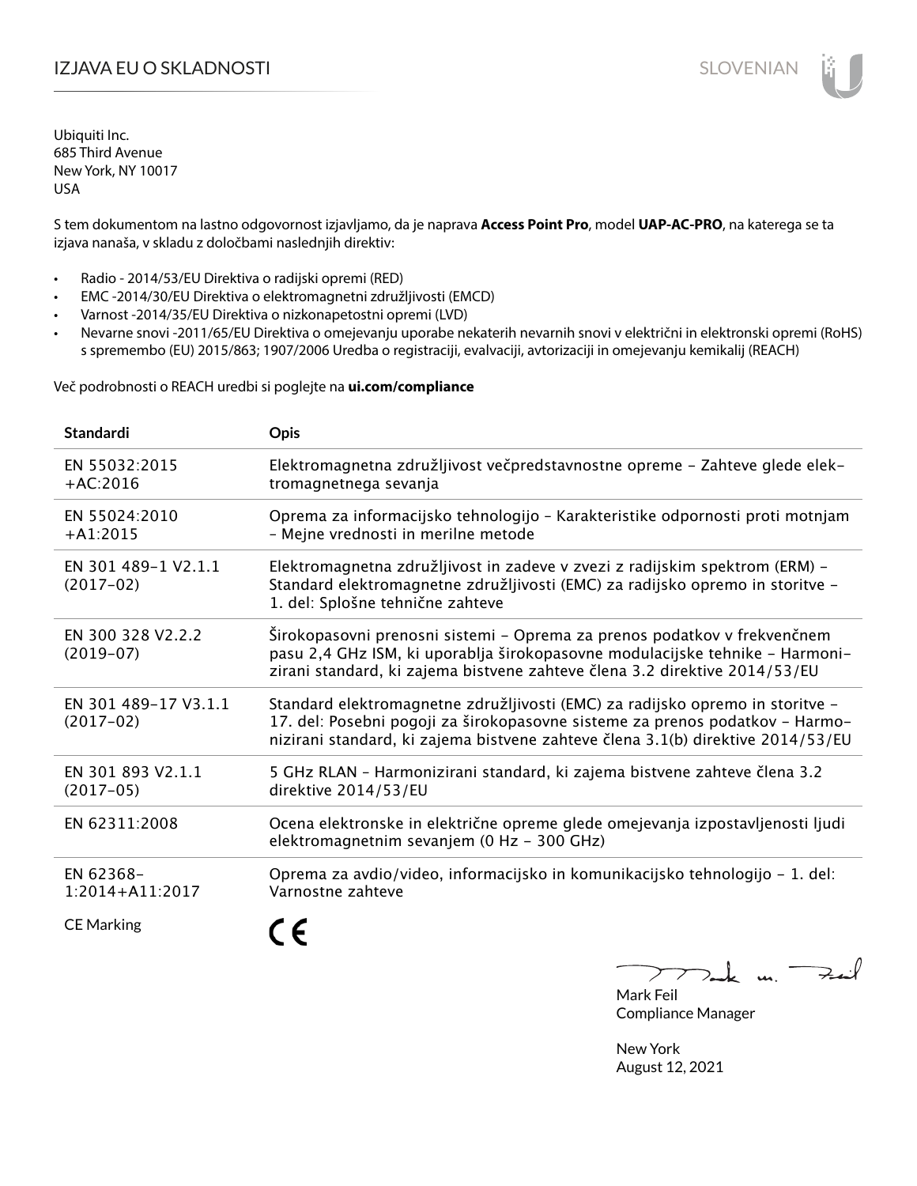# IZJAVA EU O SKLADNOSTI

Ubiquiti Inc.
685 Third Avenue
New York, NY 10017
USA

S tem dokumentom na lastno odgovornost izjavljamo, da je naprava **Access Point Pro**, model **UAP-AC-PRO**, na katerega se ta izjava nanaša, v skladu z določbami naslednjih direktiv:

- Radio - 2014/53/EU Direktiva o radijski opremi (RED)
- EMC -2014/30/EU Direktiva o elektromagnetni združljivosti (EMCD)
- Varnost -2014/35/EU Direktiva o nizkonapetostni opremi (LVD)
- Nevarne snovi -2011/65/EU Direktiva o omejevanju uporabe nekaterih nevarnih snovi v električni in elektronski opremi (RoHS) s spremembo (EU) 2015/863; 1907/2006 Uredba o registraciji, evalvaciji, avtorizaciji in omejevanju kemikalij (REACH)

Več podrobnosti o REACH uredbi si poglejte na **ui.com/compliance**

| Standardi | Opis |
|---|---|
| EN 55032:2015 +AC:2016 | Elektromagnetna združljivost večpredstavnostne opreme – Zahteve glede elektromagnetnega sevanja |
| EN 55024:2010 +A1:2015 | Oprema za informacijsko tehnologijo – Karakteristike odpornosti proti motnjam – Mejne vrednosti in merilne metode |
| EN 301 489-1 V2.1.1 (2017-02) | Elektromagnetna združljivost in zadeve v zvezi z radijskim spektrom (ERM) – Standard elektromagnetne združljivosti (EMC) za radijsko opremo in storitve – 1. del: Splošne tehnične zahteve |
| EN 300 328 V2.2.2 (2019-07) | Širokopasovni prenosni sistemi – Oprema za prenos podatkov v frekvenčnem pasu 2,4 GHz ISM, ki uporablja širokopasovne modulacijske tehnike – Harmonizirani standard, ki zajema bistvene zahteve člena 3.2 direktive 2014/53/EU |
| EN 301 489-17 V3.1.1 (2017-02) | Standard elektromagnetne združljivosti (EMC) za radijsko opremo in storitve – 17. del: Posebni pogoji za širokopasovne sisteme za prenos podatkov – Harmonizirani standard, ki zajema bistvene zahteve člena 3.1(b) direktive 2014/53/EU |
| EN 301 893 V2.1.1 (2017-05) | 5 GHz RLAN – Harmonizirani standard, ki zajema bistvene zahteve člena 3.2 direktive 2014/53/EU |
| EN 62311:2008 | Ocena elektronske in električne opreme glede omejevanja izpostavljenosti ljudi elektromagnetnim sevanjem (0 Hz – 300 GHz) |
| EN 62368-1:2014+A11:2017 | Oprema za avdio/video, informacijsko in komunikacijsko tehnologijo – 1. del: Varnostne zahteve |
| CE Marking | CE |

Mark Feil
Compliance Manager

New York
August 12, 2021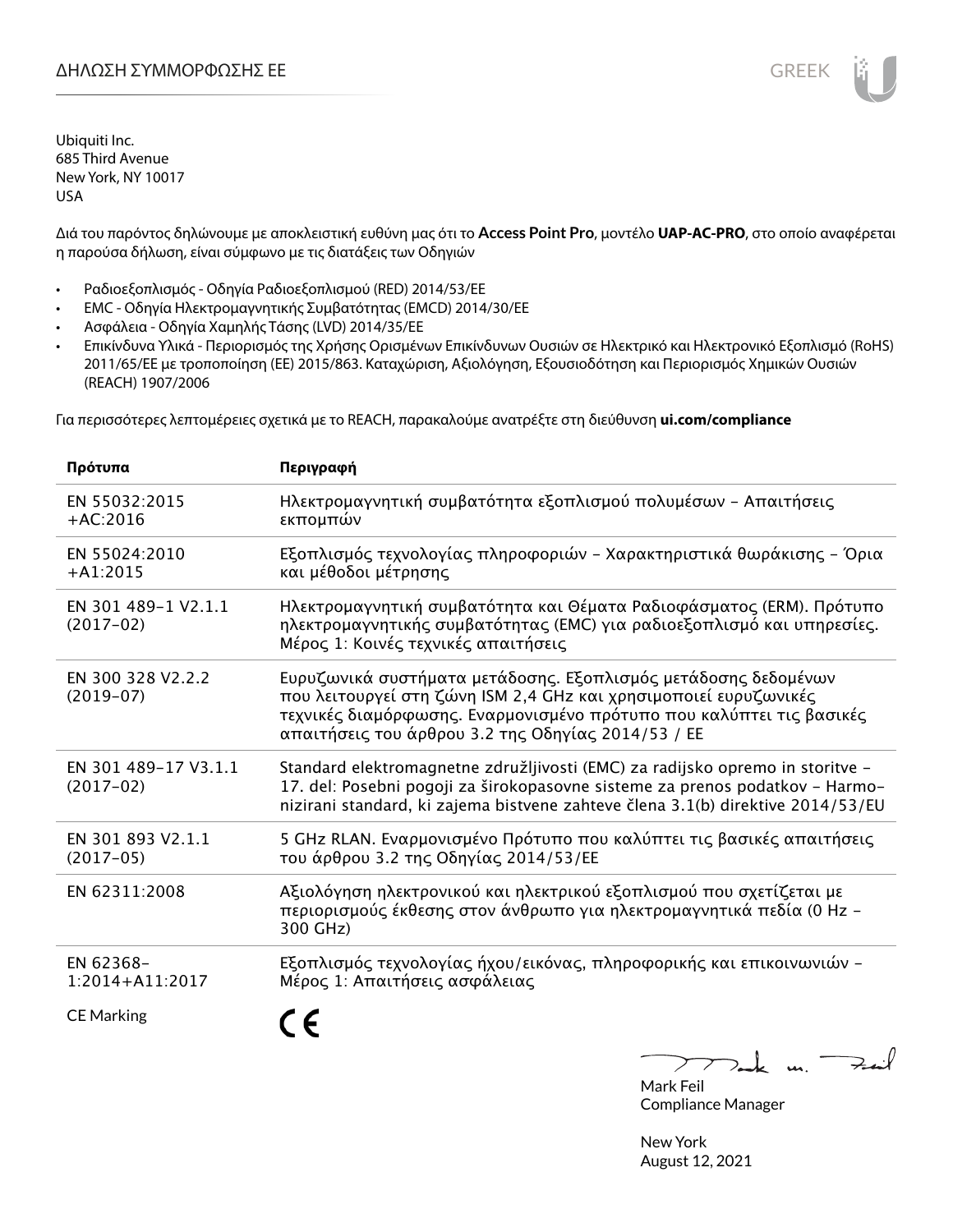# ΔΗΛΩΣΗ ΣΥΜΜΟΡΦΩΣΗΣ ΕΕ

Ubiquiti Inc.
685 Third Avenue
New York, NY 10017
USA

Διά του παρόντος δηλώνουμε με αποκλειστική ευθύνη μας ότι το **Access Point Pro**, μοντέλο **UAP-AC-PRO**, στο οποίο αναφέρεται η παρούσα δήλωση, είναι σύμφωνο με τις διατάξεις των Οδηγιών

- Ραδιοεξοπλισμός - Οδηγία Ραδιοεξοπλισμού (RED) 2014/53/ΕΕ
- EMC - Οδηγία Ηλεκτρομαγνητικής Συμβατότητας (EMCD) 2014/30/ΕΕ
- Ασφάλεια - Οδηγία Χαμηλής Τάσης (LVD) 2014/35/ΕΕ
- Επικίνδυνα Υλικά - Περιορισμός της Χρήσης Ορισμένων Επικίνδυνων Ουσιών σε Ηλεκτρικό και Ηλεκτρονικό Εξοπλισμό (RoHS) 2011/65/ΕΕ με τροποποίηση (ΕΕ) 2015/863. Καταχώριση, Αξιολόγηση, Εξουσιοδότηση και Περιορισμός Χημικών Ουσιών (REACH) 1907/2006

Για περισσότερες λεπτομέρειες σχετικά με το REACH, παρακαλούμε ανατρέξτε στη διεύθυνση **ui.com/compliance**

| Πρότυπα | Περιγραφή |
|---|---|
| EN 55032:2015 +AC:2016 | Ηλεκτρομαγνητική συμβατότητα εξοπλισμού πολυμέσων – Απαιτήσεις εκπομπών |
| EN 55024:2010 +A1:2015 | Εξοπλισμός τεχνολογίας πληροφοριών – Χαρακτηριστικά θωράκισης – Όρια και μέθοδοι μέτρησης |
| EN 301 489-1 V2.1.1 (2017-02) | Ηλεκτρομαγνητική συμβατότητα και Θέματα Ραδιοφάσματος (ERM). Πρότυπο ηλεκτρομαγνητικής συμβατότητας (EMC) για ραδιοεξοπλισμό και υπηρεσίες. Μέρος 1: Κοινές τεχνικές απαιτήσεις |
| EN 300 328 V2.2.2 (2019-07) | Ευρυζωνικά συστήματα μετάδοσης. Εξοπλισμός μετάδοσης δεδομένων που λειτουργεί στη ζώνη ISM 2,4 GHz και χρησιμοποιεί ευρυζωνικές τεχνικές διαμόρφωσης. Εναρμονισμένο πρότυπο που καλύπτει τις βασικές απαιτήσεις του άρθρου 3.2 της Οδηγίας 2014/53 / ΕΕ |
| EN 301 489-17 V3.1.1 (2017-02) | Standard elektromagnetne združljivosti (EMC) za radijsko opremo in storitve – 17. del: Posebni pogoji za širokopasovne sisteme za prenos podatkov – Harmonizirani standard, ki zajema bistvene zahteve člena 3.1(b) direktive 2014/53/EU |
| EN 301 893 V2.1.1 (2017-05) | 5 GHz RLAN. Εναρμονισμένο Πρότυπο που καλύπτει τις βασικές απαιτήσεις του άρθρου 3.2 της Οδηγίας 2014/53/ΕΕ |
| EN 62311:2008 | Αξιολόγηση ηλεκτρονικού και ηλεκτρικού εξοπλισμού που σχετίζεται με περιορισμούς έκθεσης στον άνθρωπο για ηλεκτρομαγνητικά πεδία (0 Hz – 300 GHz) |
| EN 62368-1:2014+A11:2017 | Εξοπλισμός τεχνολογίας ήχου/εικόνας, πληροφορικής και επικοινωνιών – Μέρος 1: Απαιτήσεις ασφάλειας |
| CE Marking | CE |

Mark Feil
Compliance Manager

New York
August 12, 2021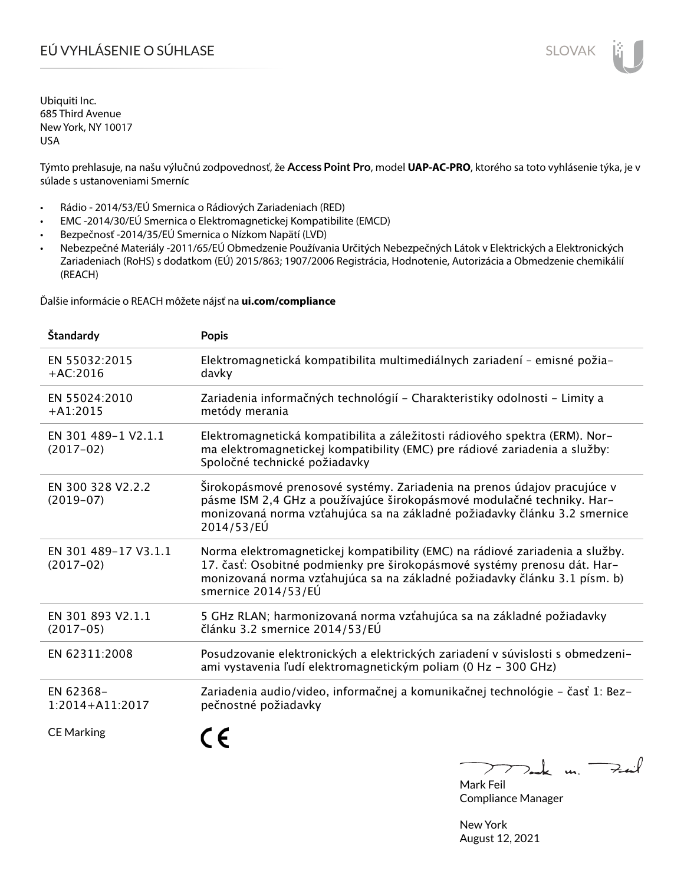# EÚ VYHLÁSENIE O SÚHLASE

Ubiquiti Inc.
685 Third Avenue
New York, NY 10017
USA

Týmto prehlasuje, na našu výlučnú zodpovednosť, že **Access Point Pro**, model **UAP-AC-PRO**, ktorého sa toto vyhlásenie týka, je v súlade s ustanoveniami Smerníc

- Rádio - 2014/53/EÚ Smernica o Rádiových Zariadeniach (RED)
- EMC -2014/30/EÚ Smernica o Elektromagnetickej Kompatibilite (EMCD)
- Bezpečnosť -2014/35/EÚ Smernica o Nízkom Napätí (LVD)
- Nebezpečné Materiály -2011/65/EÚ Obmedzenie Používania Určitých Nebezpečných Látok v Elektrických a Elektronických Zariadeniach (RoHS) s dodatkom (EÚ) 2015/863; 1907/2006 Registrácia, Hodnotenie, Autorizácia a Obmedzenie chemikálií (REACH)

Ďalšie informácie o REACH môžete nájsť na **ui.com/compliance**

| Štandardy | Popis |
|---|---|
| EN 55032:2015 +AC:2016 | Elektromagnetická kompatibilita multimediálnych zariadení - emisné požiadavky |
| EN 55024:2010 +A1:2015 | Zariadenia informačných technológií - Charakteristiky odolnosti - Limity a metódy merania |
| EN 301 489-1 V2.1.1 (2017-02) | Elektromagnetická kompatibilita a záležitosti rádiového spektra (ERM). Norma elektromagnetickej kompatibility (EMC) pre rádiové zariadenia a služby: Spoločné technické požiadavky |
| EN 300 328 V2.2.2 (2019-07) | Širokopásmové prenosové systémy. Zariadenia na prenos údajov pracujúce v pásme ISM 2,4 GHz a používajúce širokopásmové modulačné techniky. Harmonizovaná norma vzťahujúca sa na základné požiadavky článku 3.2 smernice 2014/53/EÚ |
| EN 301 489-17 V3.1.1 (2017-02) | Norma elektromagnetickej kompatibility (EMC) na rádiové zariadenia a služby. 17. časť: Osobitné podmienky pre širokopásmové systémy prenosu dát. Harmonizovaná norma vzťahujúca sa na základné požiadavky článku 3.1 písm. b) smernice 2014/53/EÚ |
| EN 301 893 V2.1.1 (2017-05) | 5 GHz RLAN; harmonizovaná norma vzťahujúca sa na základné požiadavky článku 3.2 smernice 2014/53/EÚ |
| EN 62311:2008 | Posudzovanie elektronických a elektrických zariadení v súvislosti s obmedzeniami vystavenia ľudí elektromagnetickým poliam (0 Hz - 300 GHz) |
| EN 62368-1:2014+A11:2017 | Zariadenia audio/video, informačnej a komunikačnej technológie - časť 1: Bezpečnostné požiadavky |
| CE Marking | CE |

Mark Feil
Compliance Manager

New York
August 12, 2021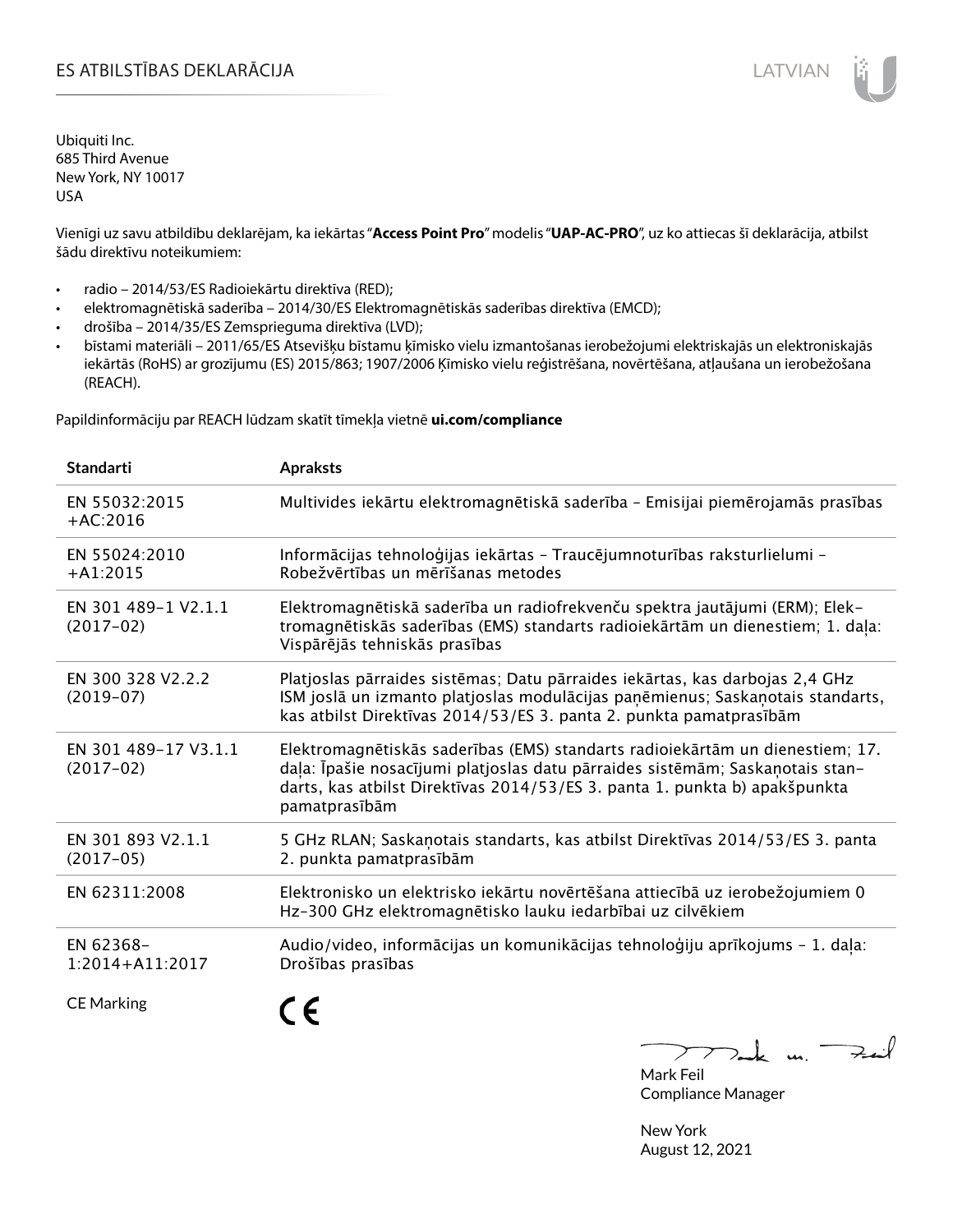# ES ATBILSTĪBAS DEKLARĀCIJA

Ubiquiti Inc.
685 Third Avenue
New York, NY 10017
USA

Vienīgi uz savu atbildību deklarējam, ka iekārtas "**Access Point Pro**" modelis "**UAP-AC-PRO**", uz ko attiecas šī deklarācija, atbilst šādu direktīvu noteikumiem:

- radio – 2014/53/ES Radioiekārtu direktīva (RED);
- elektromagnētiskā saderība – 2014/30/ES Elektromagnētiskās saderības direktīva (EMCD);
- drošība – 2014/35/ES Zemsprieguma direktīva (LVD);
- bīstami materiāli – 2011/65/ES Atsevišķu bīstamu ķīmisko vielu izmantošanas ierobežojumi elektriskajās un elektroniskajās iekārtās (RoHS) ar grozījumu (ES) 2015/863; 1907/2006 Ķīmisko vielu reģistrēšana, novērtēšana, atļaušana un ierobežošana (REACH).

Papildinformāciju par REACH lūdzam skatīt tīmekļa vietnē **ui.com/compliance**

| Standarti | Apraksts |
|---|---|
| EN 55032:2015 +AC:2016 | Multivides iekārtu elektromagnētiskā saderība – Emisijai piemērojamās prasības |
| EN 55024:2010 +A1:2015 | Informācijas tehnoloģijas iekārtas – Traucējumnoturības raksturlielumi – Robežvērtības un mērīšanas metodes |
| EN 301 489-1 V2.1.1 (2017-02) | Elektromagnētiskā saderība un radiofrekvenču spektra jautājumi (ERM); Elektromagnētiskās saderības (EMS) standarts radioiekārtām un dienestiem; 1. daļa: Vispārējās tehniskās prasības |
| EN 300 328 V2.2.2 (2019-07) | Platjoslas pārraides sistēmas; Datu pārraides iekārtas, kas darbojas 2,4 GHz ISM joslā un izmanto platjoslas modulācijas paņēmienus; Saskaņotais standarts, kas atbilst Direktīvas 2014/53/ES 3. panta 2. punkta pamatprasībām |
| EN 301 489-17 V3.1.1 (2017-02) | Elektromagnētiskās saderības (EMS) standarts radioiekārtām un dienestiem; 17. daļa: Īpašie nosacījumi platjoslas datu pārraides sistēmām; Saskaņotais standarts, kas atbilst Direktīvas 2014/53/ES 3. panta 1. punkta b) apakšpunkta pamatprasībām |
| EN 301 893 V2.1.1 (2017-05) | 5 GHz RLAN; Saskaņotais standarts, kas atbilst Direktīvas 2014/53/ES 3. panta 2. punkta pamatprasībām |
| EN 62311:2008 | Elektronisko un elektrisko iekārtu novērtēšana attiecībā uz ierobežojumiem 0 Hz-300 GHz elektromagnētisko lauku iedarbībai uz cilvēkiem |
| EN 62368-1:2014+A11:2017 | Audio/video, informācijas un komunikācijas tehnoloģiju aprīkojums – 1. daļa: Drošības prasības |
| CE Marking | CE |

Mark Feil
Compliance Manager

New York
August 12, 2021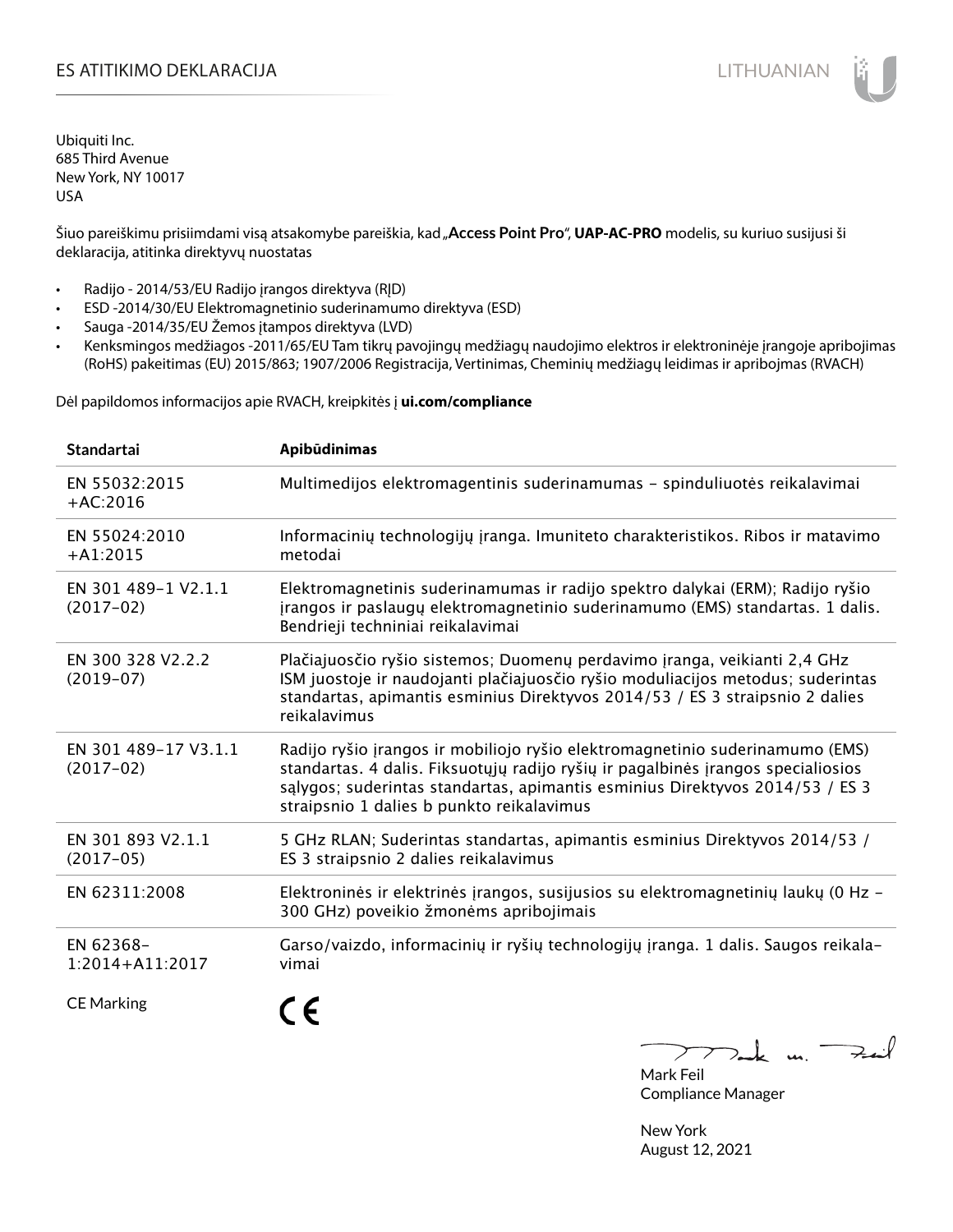# ES ATITIKIMO DEKLARACIJA

Ubiquiti Inc.
685 Third Avenue
New York, NY 10017
USA

Šiuo pareiškimu prisiimdami visą atsakomybe pareiškia, kad „**Access Point Pro**“, **UAP-AC-PRO** modelis, su kuriuo susijusi ši deklaracija, atitinka direktyvų nuostatas

- Radijo - 2014/53/EU Radijo įrangos direktyva (RĮD)
- ESD -2014/30/EU Elektromagnetinio suderinamumo direktyva (ESD)
- Sauga -2014/35/EU Žemos įtampos direktyva (LVD)
- Kenksmingos medžiagos -2011/65/EU Tam tikrų pavojingų medžiagų naudojimo elektros ir elektroninėje įrangoje apribojimas (RoHS) pakeitimas (EU) 2015/863; 1907/2006 Registracija, Vertinimas, Cheminių medžiagų leidimas ir apribojmas (RVACH)

Dėl papildomos informacijos apie RVACH, kreipkitės į **ui.com/compliance**

| Standartai | Apibūdinimas |
|---|---|
| EN 55032:2015 +AC:2016 | Multimedijos elektromagentinis suderinamumas – spinduliuotės reikalavimai |
| EN 55024:2010 +A1:2015 | Informacinių technologijų įranga. Imuniteto charakteristikos. Ribos ir matavimo metodai |
| EN 301 489-1 V2.1.1 (2017-02) | Elektromagnetinis suderinamumas ir radijo spektro dalykai (ERM); Radijo ryšio įrangos ir paslaugų elektromagnetinio suderinamumo (EMS) standartas. 1 dalis. Bendrieji techniniai reikalavimai |
| EN 300 328 V2.2.2 (2019-07) | Plačiajuosčio ryšio sistemos; Duomenų perdavimo įranga, veikianti 2,4 GHz ISM juostoje ir naudojanti plačiajuosčio ryšio moduliacijos metodus; suderintas standartas, apimantis esminius Direktyvos 2014/53 / ES 3 straipsnio 2 dalies reikalavimus |
| EN 301 489-17 V3.1.1 (2017-02) | Radijo ryšio įrangos ir mobiliojo ryšio elektromagnetinio suderinamumo (EMS) standartas. 4 dalis. Fiksuotųjų radijo ryšių ir pagalbinės įrangos specialiosios sąlygos; suderintas standartas, apimantis esminius Direktyvos 2014/53 / ES 3 straipsnio 1 dalies b punkto reikalavimus |
| EN 301 893 V2.1.1 (2017-05) | 5 GHz RLAN; Suderintas standartas, apimantis esminius Direktyvos 2014/53 / ES 3 straipsnio 2 dalies reikalavimus |
| EN 62311:2008 | Elektroninės ir elektrinės įrangos, susijusios su elektromagnetinių laukų (0 Hz – 300 GHz) poveikio žmonėms apribojimais |
| EN 62368-1:2014+A11:2017 | Garso/vaizdo, informacinių ir ryšių technologijų įranga. 1 dalis. Saugos reikalavimai |
| CE Marking | CE |

Mark Feil
Compliance Manager

New York
August 12, 2021